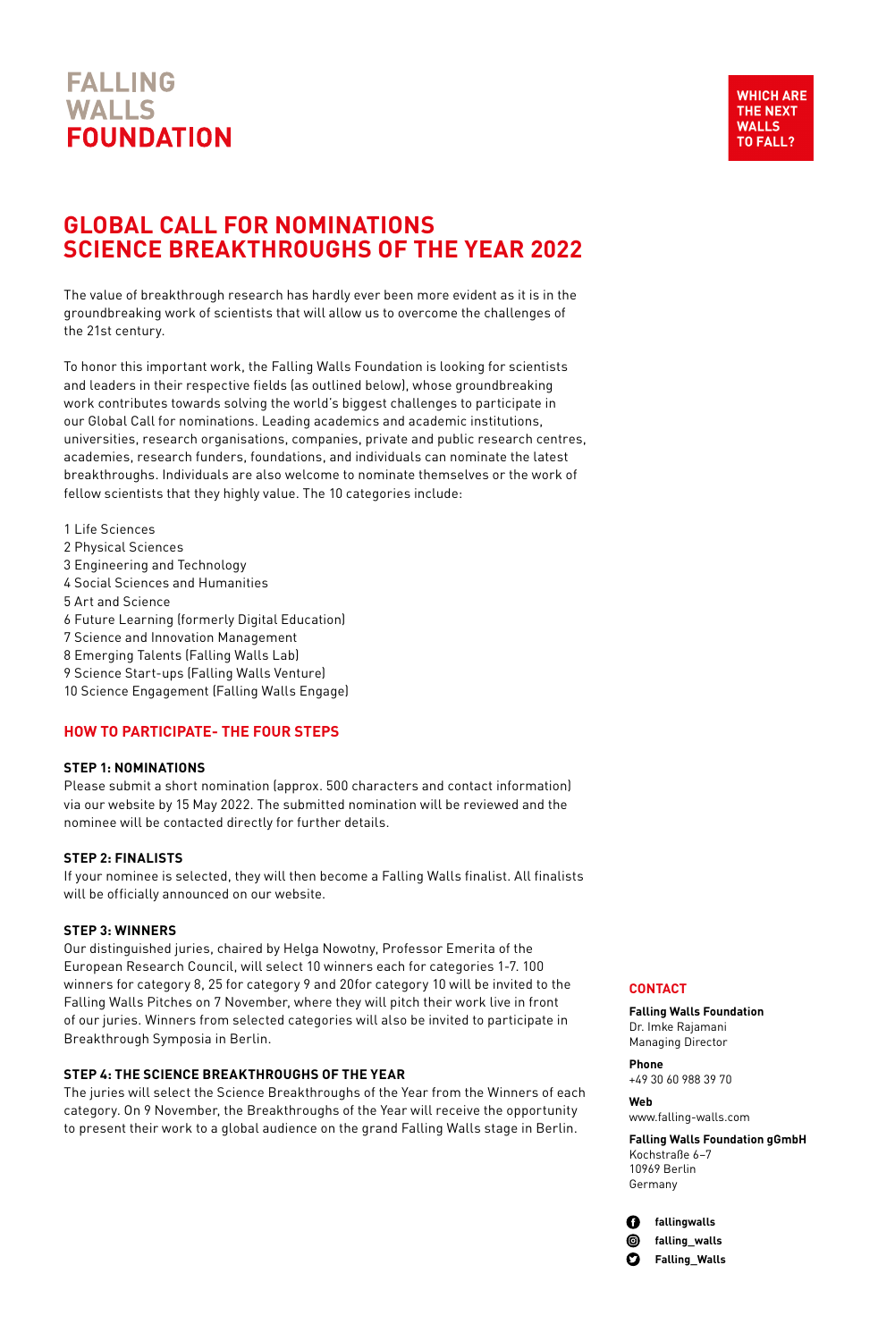# FALLING WALLS FOUNDATION

**WHICH ARE THE NEXT WALLS TO FALL?**

## GLOBAL CALL FOR NOMINATIONS SCIENCE BREAKTHROUGHS OF THE YEAR 2022

The value of breakthrough research has hardly ever been more evident as it is in the groundbreaking work of scientists that will allow us to overcome the challenges of the 21st century.

To honor this important work, the Falling Walls Foundation is looking for scientists and leaders in their respective fields (as outlined below), whose groundbreaking work contributes towards solving the world's biggest challenges to participate in our Global Call for nominations. Leading academics and academic institutions, universities, research organisations, companies, private and public research centres, academies, research funders, foundations, and individuals can nominate the latest breakthroughs. Individuals are also welcome to nominate themselves or the work of fellow scientists that they highly value. The 10 categories include:

1 Life Sciences
2 Physical Sciences
3 Engineering and Technology
4 Social Sciences and Humanities
5 Art and Science
6 Future Learning (formerly Digital Education)
7 Science and Innovation Management
8 Emerging Talents (Falling Walls Lab)
9 Science Start-ups (Falling Walls Venture)
10 Science Engagement (Falling Walls Engage)

### HOW TO PARTICIPATE- THE FOUR STEPS

**STEP 1: NOMINATIONS**
Please submit a short nomination (approx. 500 characters and contact information) via our website by 15 May 2022. The submitted nomination will be reviewed and the nominee will be contacted directly for further details.

**STEP 2: FINALISTS**
If your nominee is selected, they will then become a Falling Walls finalist. All finalists will be officially announced on our website.

**STEP 3: WINNERS**
Our distinguished juries, chaired by Helga Nowotny, Professor Emerita of the European Research Council, will select 10 winners each for categories 1-7. 100 winners for category 8, 25 for category 9 and 20for category 10 will be invited to the Falling Walls Pitches on 7 November, where they will pitch their work live in front of our juries. Winners from selected categories will also be invited to participate in Breakthrough Symposia in Berlin.

**STEP 4: THE SCIENCE BREAKTHROUGHS OF THE YEAR**
The juries will select the Science Breakthroughs of the Year from the Winners of each category. On 9 November, the Breakthroughs of the Year will receive the opportunity to present their work to a global audience on the grand Falling Walls stage in Berlin.

### CONTACT

**Falling Walls Foundation**
Dr. Imke Rajamani
Managing Director

**Phone**
+49 30 60 988 39 70

**Web**
www.falling-walls.com

**Falling Walls Foundation gGmbH**
Kochstraße 6–7
10969 Berlin
Germany

**fallingwalls**
**falling_walls**
**Falling_Walls**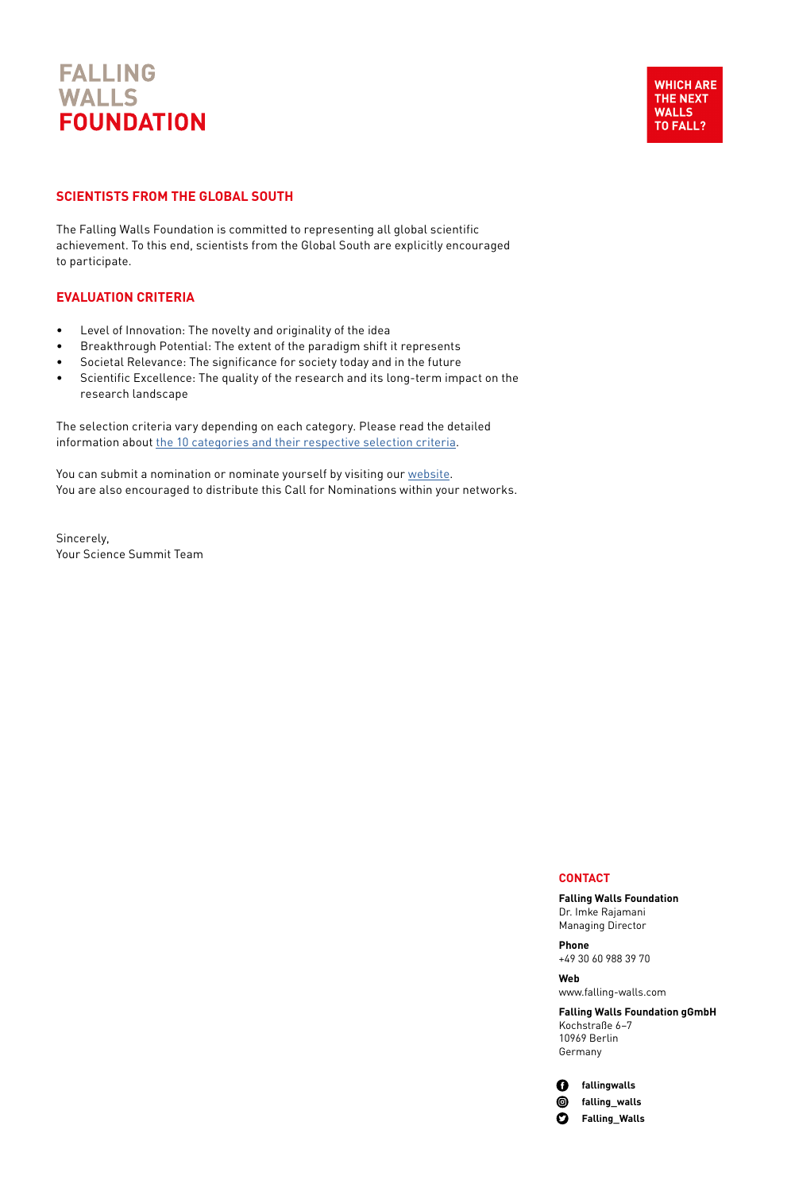FALLING
WALLS
**FOUNDATION**

**WHICH ARE THE NEXT WALLS TO FALL?**

## SCIENTISTS FROM THE GLOBAL SOUTH

The Falling Walls Foundation is committed to representing all global scientific achievement. To this end, scientists from the Global South are explicitly encouraged to participate.

## EVALUATION CRITERIA

- Level of Innovation: The novelty and originality of the idea
- Breakthrough Potential: The extent of the paradigm shift it represents
- Societal Relevance: The significance for society today and in the future
- Scientific Excellence: The quality of the research and its long-term impact on the research landscape

The selection criteria vary depending on each category. Please read the detailed information about the 10 categories and their respective selection criteria.

You can submit a nomination or nominate yourself by visiting our website.
You are also encouraged to distribute this Call for Nominations within your networks.

Sincerely,
Your Science Summit Team

## CONTACT

**Falling Walls Foundation**
Dr. Imke Rajamani
Managing Director

**Phone**
+49 30 60 988 39 70

**Web**
www.falling-walls.com

**Falling Walls Foundation gGmbH**
Kochstraße 6–7
10969 Berlin
Germany

**fallingwalls**
**falling_walls**
**Falling_Walls**